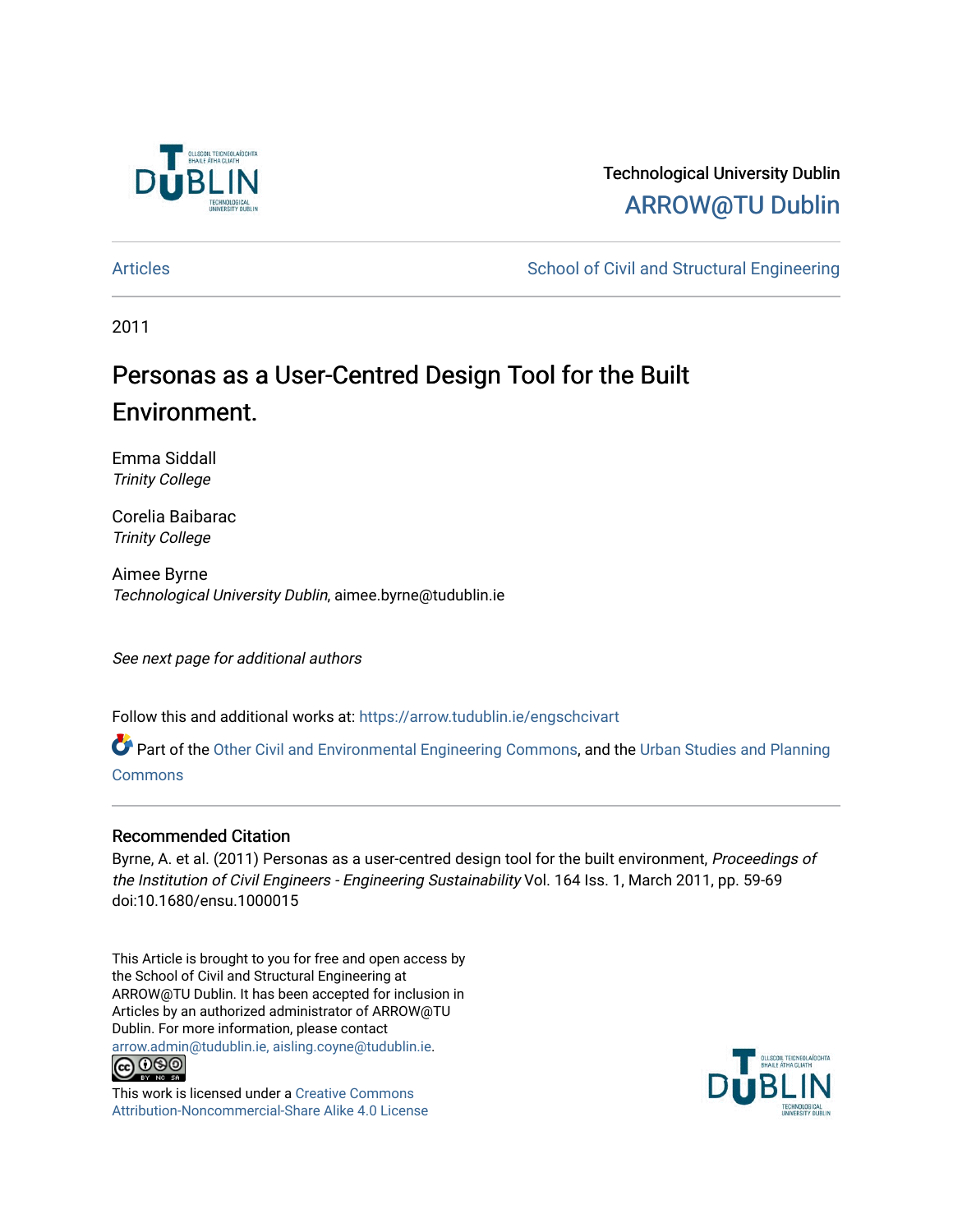Technological University Dublin

ARROW@TU Dublin

Articles | School of Civil and Structural Engineering

2011

# Personas as a User-Centred Design Tool for the Built Environment.

Emma Siddall
*Trinity College*

Corelia Baibarac
*Trinity College*

Aimee Byrne
*Technological University Dublin*, aimee.byrne@tudublin.ie

*See next page for additional authors*

Follow this and additional works at: https://arrow.tudublin.ie/engschcivart

Part of the Other Civil and Environmental Engineering Commons, and the Urban Studies and Planning Commons

## Recommended Citation

Byrne, A. et al. (2011) Personas as a user-centred design tool for the built environment, *Proceedings of the Institution of Civil Engineers - Engineering Sustainability* Vol. 164 Iss. 1, March 2011, pp. 59-69 doi:10.1680/ensu.1000015

This Article is brought to you for free and open access by the School of Civil and Structural Engineering at ARROW@TU Dublin. It has been accepted for inclusion in Articles by an authorized administrator of ARROW@TU Dublin. For more information, please contact arrow.admin@tudublin.ie, aisling.coyne@tudublin.ie.

This work is licensed under a Creative Commons Attribution-Noncommercial-Share Alike 4.0 License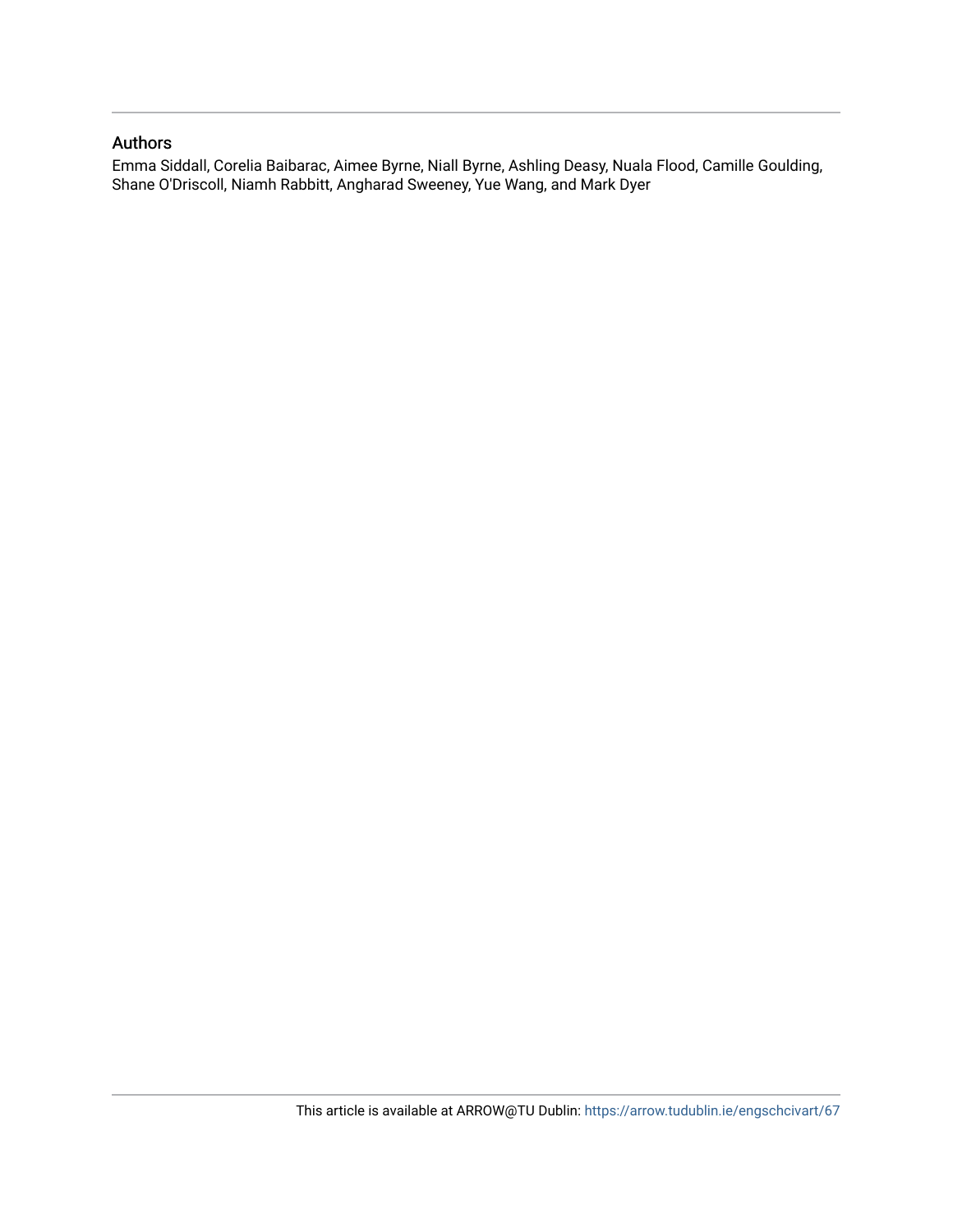## Authors

Emma Siddall, Corelia Baibarac, Aimee Byrne, Niall Byrne, Ashling Deasy, Nuala Flood, Camille Goulding, Shane O'Driscoll, Niamh Rabbitt, Angharad Sweeney, Yue Wang, and Mark Dyer

This article is available at ARROW@TU Dublin: https://arrow.tudublin.ie/engschcivart/67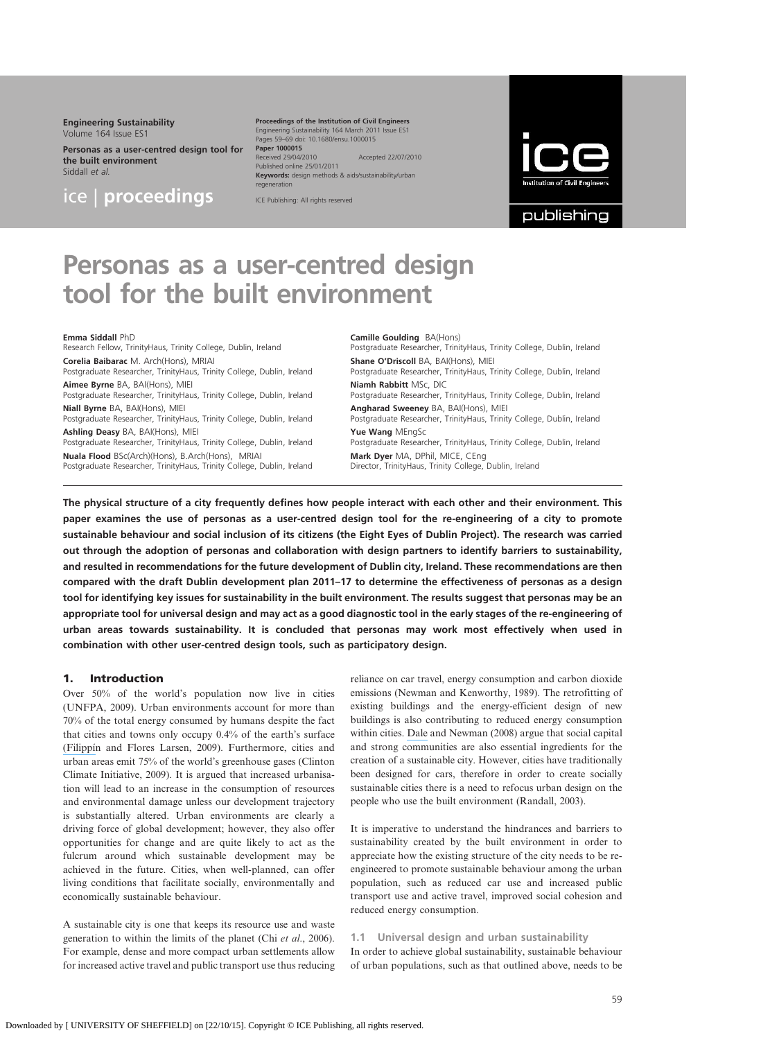# Personas as a user-centred design tool for the built environment

**Emma Siddall** PhD
Research Fellow, TrinityHaus, Trinity College, Dublin, Ireland

**Corelia Baibarac** M. Arch(Hons), MRIAI
Postgraduate Researcher, TrinityHaus, Trinity College, Dublin, Ireland

**Aimee Byrne** BA, BAI(Hons), MIEI
Postgraduate Researcher, TrinityHaus, Trinity College, Dublin, Ireland

**Niall Byrne** BA, BAI(Hons), MIEI
Postgraduate Researcher, TrinityHaus, Trinity College, Dublin, Ireland

**Ashling Deasy** BA, BAI(Hons), MIEI
Postgraduate Researcher, TrinityHaus, Trinity College, Dublin, Ireland

**Nuala Flood** BSc(Arch)(Hons), B.Arch(Hons), MRIAI
Postgraduate Researcher, TrinityHaus, Trinity College, Dublin, Ireland

**Camille Goulding** BA(Hons)
Postgraduate Researcher, TrinityHaus, Trinity College, Dublin, Ireland

**Shane O'Driscoll** BA, BAI(Hons), MIEI
Postgraduate Researcher, TrinityHaus, Trinity College, Dublin, Ireland

**Niamh Rabbitt** MSc, DIC
Postgraduate Researcher, TrinityHaus, Trinity College, Dublin, Ireland

**Angharad Sweeney** BA, BAI(Hons), MIEI
Postgraduate Researcher, TrinityHaus, Trinity College, Dublin, Ireland

**Yue Wang** MEngSc
Postgraduate Researcher, TrinityHaus, Trinity College, Dublin, Ireland

**Mark Dyer** MA, DPhil, MICE, CEng
Director, TrinityHaus, Trinity College, Dublin, Ireland

**The physical structure of a city frequently defines how people interact with each other and their environment. This paper examines the use of personas as a user-centred design tool for the re-engineering of a city to promote sustainable behaviour and social inclusion of its citizens (the Eight Eyes of Dublin Project). The research was carried out through the adoption of personas and collaboration with design partners to identify barriers to sustainability, and resulted in recommendations for the future development of Dublin city, Ireland. These recommendations are then compared with the draft Dublin development plan 2011–17 to determine the effectiveness of personas as a design tool for identifying key issues for sustainability in the built environment. The results suggest that personas may be an appropriate tool for universal design and may act as a good diagnostic tool in the early stages of the re-engineering of urban areas towards sustainability. It is concluded that personas may work most effectively when used in combination with other user-centred design tools, such as participatory design.**

## 1. Introduction

Over 50% of the world's population now live in cities (UNFPA, 2009). Urban environments account for more than 70% of the total energy consumed by humans despite the fact that cities and towns only occupy 0.4% of the earth's surface (Filippín and Flores Larsen, 2009). Furthermore, cities and urban areas emit 75% of the world's greenhouse gases (Clinton Climate Initiative, 2009). It is argued that increased urbanisation will lead to an increase in the consumption of resources and environmental damage unless our development trajectory is substantially altered. Urban environments are clearly a driving force of global development; however, they also offer opportunities for change and are quite likely to act as the fulcrum around which sustainable development may be achieved in the future. Cities, when well-planned, can offer living conditions that facilitate socially, environmentally and economically sustainable behaviour.

A sustainable city is one that keeps its resource use and waste generation to within the limits of the planet (Chi *et al.*, 2006). For example, dense and more compact urban settlements allow for increased active travel and public transport use thus reducing reliance on car travel, energy consumption and carbon dioxide emissions (Newman and Kenworthy, 1989). The retrofitting of existing buildings and the energy-efficient design of new buildings is also contributing to reduced energy consumption within cities. Dale and Newman (2008) argue that social capital and strong communities are also essential ingredients for the creation of a sustainable city. However, cities have traditionally been designed for cars, therefore in order to create socially sustainable cities there is a need to refocus urban design on the people who use the built environment (Randall, 2003).

It is imperative to understand the hindrances and barriers to sustainability created by the built environment in order to appreciate how the existing structure of the city needs to be re-engineered to promote sustainable behaviour among the urban population, such as reduced car use and increased public transport use and active travel, improved social cohesion and reduced energy consumption.

### 1.1 Universal design and urban sustainability

In order to achieve global sustainability, sustainable behaviour of urban populations, such as that outlined above, needs to be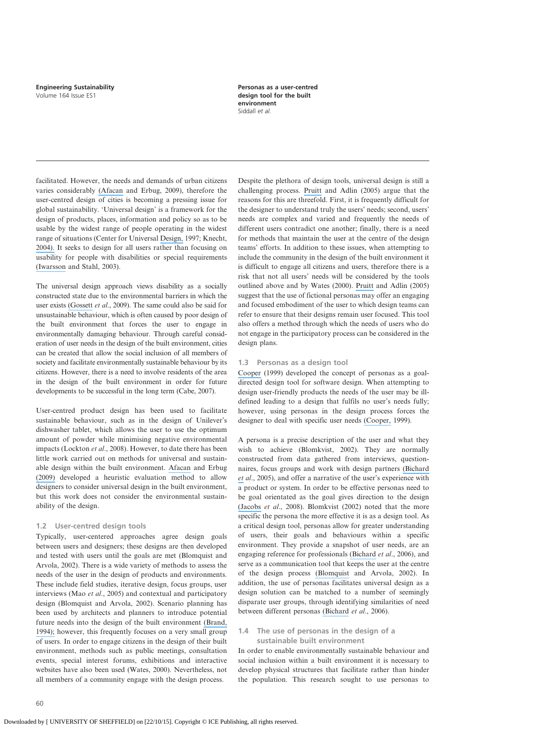facilitated. However, the needs and demands of urban citizens varies considerably (Afacan and Erbug, 2009), therefore the user-centred design of cities is becoming a pressing issue for global sustainability. 'Universal design' is a framework for the design of products, places, information and policy so as to be usable by the widest range of people operating in the widest range of situations (Center for Universal Design, 1997; Knecht, 2004). It seeks to design for all users rather than focusing on usability for people with disabilities or special requirements (Iwarsson and Stahl, 2003).

The universal design approach views disability as a socially constructed state due to the environmental barriers in which the user exists (Gossett *et al*., 2009). The same could also be said for unsustainable behaviour, which is often caused by poor design of the built environment that forces the user to engage in environmentally damaging behaviour. Through careful consideration of user needs in the design of the built environment, cities can be created that allow the social inclusion of all members of society and facilitate environmentally sustainable behaviour by its citizens. However, there is a need to involve residents of the area in the design of the built environment in order for future developments to be successful in the long term (Cabe, 2007).

User-centred product design has been used to facilitate sustainable behaviour, such as in the design of Unilever's dishwasher tablet, which allows the user to use the optimum amount of powder while minimising negative environmental impacts (Lockton *et al*., 2008). However, to date there has been little work carried out on methods for universal and sustainable design within the built environment. Afacan and Erbug (2009) developed a heuristic evaluation method to allow designers to consider universal design in the built environment, but this work does not consider the environmental sustainability of the design.

### 1.2 User-centred design tools

Typically, user-centered approaches agree design goals between users and designers; these designs are then developed and tested with users until the goals are met (Blomquist and Arvola, 2002). There is a wide variety of methods to assess the needs of the user in the design of products and environments. These include field studies, iterative design, focus groups, user interviews (Mao *et al*., 2005) and contextual and participatory design (Blomquist and Arvola, 2002). Scenario planning has been used by architects and planners to introduce potential future needs into the design of the built environment (Brand, 1994); however, this frequently focuses on a very small group of users. In order to engage citizens in the design of their built environment, methods such as public meetings, consultation events, special interest forums, exhibitions and interactive websites have also been used (Wates, 2000). Nevertheless, not all members of a community engage with the design process.

Despite the plethora of design tools, universal design is still a challenging process. Pruitt and Adlin (2005) argue that the reasons for this are threefold. First, it is frequently difficult for the designer to understand truly the users' needs; second, users' needs are complex and varied and frequently the needs of different users contradict one another; finally, there is a need for methods that maintain the user at the centre of the design teams' efforts. In addition to these issues, when attempting to include the community in the design of the built environment it is difficult to engage all citizens and users, therefore there is a risk that not all users' needs will be considered by the tools outlined above and by Wates (2000). Pruitt and Adlin (2005) suggest that the use of fictional personas may offer an engaging and focused embodiment of the user to which design teams can refer to ensure that their designs remain user focused. This tool also offers a method through which the needs of users who do not engage in the participatory process can be considered in the design plans.

### 1.3 Personas as a design tool

Cooper (1999) developed the concept of personas as a goal-directed design tool for software design. When attempting to design user-friendly products the needs of the user may be ill-defined leading to a design that fulfils no user's needs fully; however, using personas in the design process forces the designer to deal with specific user needs (Cooper, 1999).

A persona is a precise description of the user and what they wish to achieve (Blomkvist, 2002). They are normally constructed from data gathered from interviews, questionnaires, focus groups and work with design partners (Bichard *et al*., 2005), and offer a narrative of the user's experience with a product or system. In order to be effective personas need to be goal orientated as the goal gives direction to the design (Jacobs *et al*., 2008). Blomkvist (2002) noted that the more specific the persona the more effective it is as a design tool. As a critical design tool, personas allow for greater understanding of users, their goals and behaviours within a specific environment. They provide a snapshot of user needs, are an engaging reference for professionals (Bichard *et al*., 2006), and serve as a communication tool that keeps the user at the centre of the design process (Blomquist and Arvola, 2002). In addition, the use of personas facilitates universal design as a design solution can be matched to a number of seemingly disparate user groups, through identifying similarities of need between different personas (Bichard *et al*., 2006).

### 1.4 The use of personas in the design of a sustainable built environment

In order to enable environmentally sustainable behaviour and social inclusion within a built environment it is necessary to develop physical structures that facilitate rather than hinder the population. This research sought to use personas to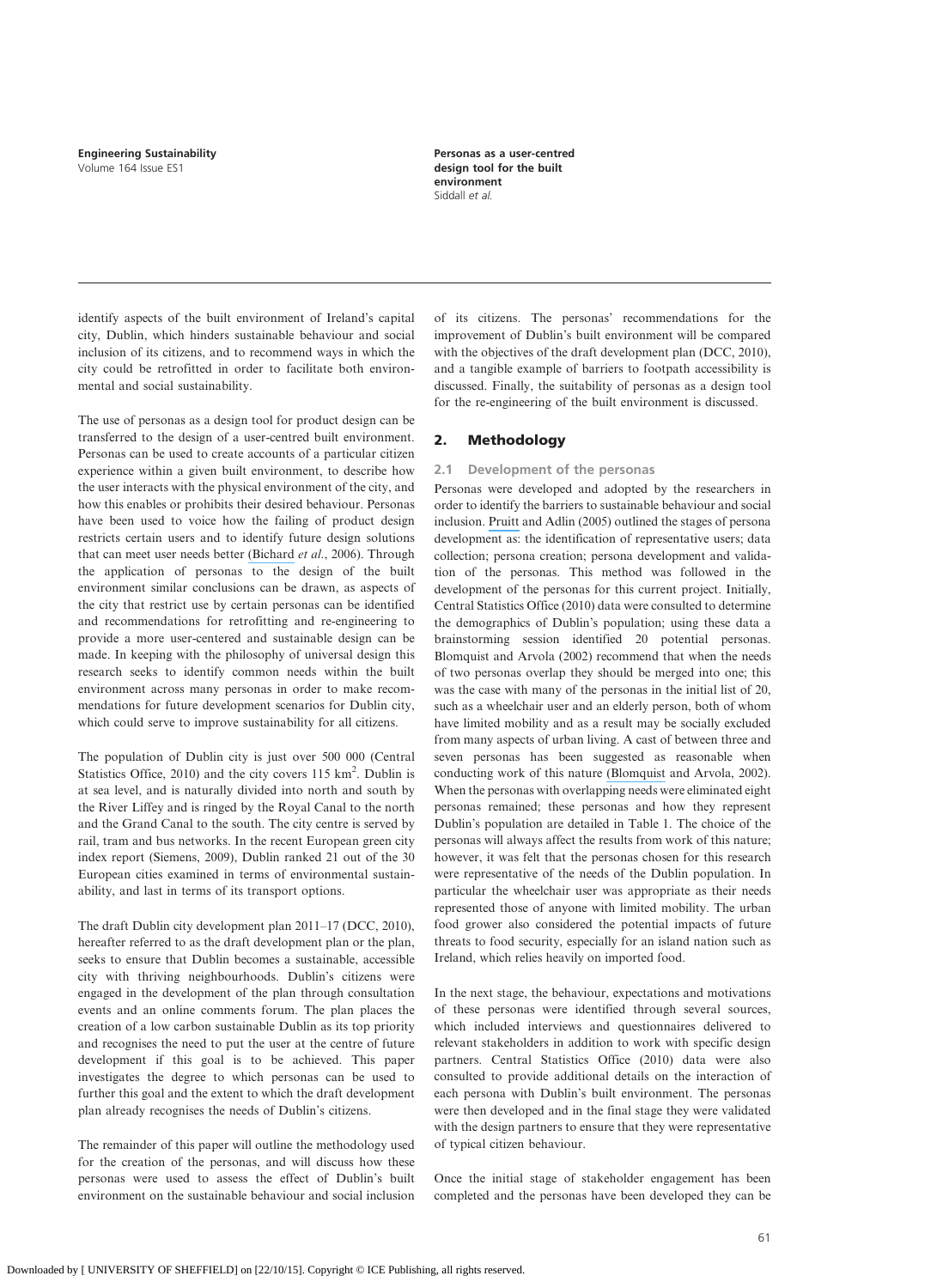identify aspects of the built environment of Ireland's capital city, Dublin, which hinders sustainable behaviour and social inclusion of its citizens, and to recommend ways in which the city could be retrofitted in order to facilitate both environmental and social sustainability.

The use of personas as a design tool for product design can be transferred to the design of a user-centred built environment. Personas can be used to create accounts of a particular citizen experience within a given built environment, to describe how the user interacts with the physical environment of the city, and how this enables or prohibits their desired behaviour. Personas have been used to voice how the failing of product design restricts certain users and to identify future design solutions that can meet user needs better (Bichard *et al.*, 2006). Through the application of personas to the design of the built environment similar conclusions can be drawn, as aspects of the city that restrict use by certain personas can be identified and recommendations for retrofitting and re-engineering to provide a more user-centered and sustainable design can be made. In keeping with the philosophy of universal design this research seeks to identify common needs within the built environment across many personas in order to make recommendations for future development scenarios for Dublin city, which could serve to improve sustainability for all citizens.

The population of Dublin city is just over 500 000 (Central Statistics Office, 2010) and the city covers 115 km$^2$. Dublin is at sea level, and is naturally divided into north and south by the River Liffey and is ringed by the Royal Canal to the north and the Grand Canal to the south. The city centre is served by rail, tram and bus networks. In the recent European green city index report (Siemens, 2009), Dublin ranked 21 out of the 30 European cities examined in terms of environmental sustainability, and last in terms of its transport options.

The draft Dublin city development plan 2011–17 (DCC, 2010), hereafter referred to as the draft development plan or the plan, seeks to ensure that Dublin becomes a sustainable, accessible city with thriving neighbourhoods. Dublin's citizens were engaged in the development of the plan through consultation events and an online comments forum. The plan places the creation of a low carbon sustainable Dublin as its top priority and recognises the need to put the user at the centre of future development if this goal is to be achieved. This paper investigates the degree to which personas can be used to further this goal and the extent to which the draft development plan already recognises the needs of Dublin's citizens.

The remainder of this paper will outline the methodology used for the creation of the personas, and will discuss how these personas were used to assess the effect of Dublin's built environment on the sustainable behaviour and social inclusion of its citizens. The personas' recommendations for the improvement of Dublin's built environment will be compared with the objectives of the draft development plan (DCC, 2010), and a tangible example of barriers to footpath accessibility is discussed. Finally, the suitability of personas as a design tool for the re-engineering of the built environment is discussed.

## 2. Methodology

### 2.1 Development of the personas

Personas were developed and adopted by the researchers in order to identify the barriers to sustainable behaviour and social inclusion. Pruitt and Adlin (2005) outlined the stages of persona development as: the identification of representative users; data collection; persona creation; persona development and validation of the personas. This method was followed in the development of the personas for this current project. Initially, Central Statistics Office (2010) data were consulted to determine the demographics of Dublin's population; using these data a brainstorming session identified 20 potential personas. Blomquist and Arvola (2002) recommend that when the needs of two personas overlap they should be merged into one; this was the case with many of the personas in the initial list of 20, such as a wheelchair user and an elderly person, both of whom have limited mobility and as a result may be socially excluded from many aspects of urban living. A cast of between three and seven personas has been suggested as reasonable when conducting work of this nature (Blomquist and Arvola, 2002). When the personas with overlapping needs were eliminated eight personas remained; these personas and how they represent Dublin's population are detailed in Table 1. The choice of the personas will always affect the results from work of this nature; however, it was felt that the personas chosen for this research were representative of the needs of the Dublin population. In particular the wheelchair user was appropriate as their needs represented those of anyone with limited mobility. The urban food grower also considered the potential impacts of future threats to food security, especially for an island nation such as Ireland, which relies heavily on imported food.

In the next stage, the behaviour, expectations and motivations of these personas were identified through several sources, which included interviews and questionnaires delivered to relevant stakeholders in addition to work with specific design partners. Central Statistics Office (2010) data were also consulted to provide additional details on the interaction of each persona with Dublin's built environment. The personas were then developed and in the final stage they were validated with the design partners to ensure that they were representative of typical citizen behaviour.

Once the initial stage of stakeholder engagement has been completed and the personas have been developed they can be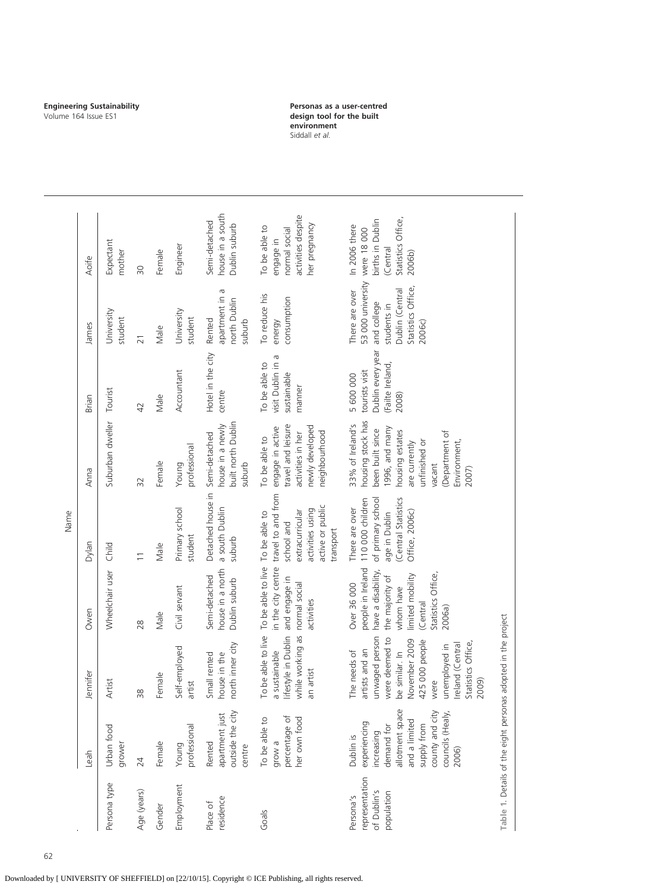| | Leah | Jennifer | Owen | Dylan | Anna | Brian | James | Aoife |
|---|---|---|---|---|---|---|---|---|
| Persona type | Urban food grower | Artist | Wheelchair user | Child | Suburban dweller | Tourist | University student | Expectant mother |
| Age (years) | 24 | 38 | 28 | 11 | 32 | 42 | 21 | 30 |
| Gender | Female | Female | Male | Male | Female | Male | Male | Female |
| Employment | Young professional | Self-employed artist | Civil servant | Primary school student | Young professional | Accountant | University student | Engineer |
| Place of residence | Rented apartment just outside the city centre | Small rented house in the north inner city | Semi-detached house in a north Dublin suburb | Detached house in a south Dublin suburb | Semi-detached house in a newly built north Dublin suburb | Hotel in the city centre | Rented apartment in a north Dublin suburb | Semi-detached house in a south Dublin suburb |
| Goals | To be able to grow a percentage of her own food | To be able to live a sustainable lifestyle in Dublin while working as an artist | To be able to live in the city centre and engage in normal social activities | To be able to travel to and from school and extracurricular activities using active or public transport | To be able to engage in active travel and leisure activities in her newly developed neighbourhood | To be able to visit Dublin in a sustainable manner | To reduce his energy consumption | To be able to engage in normal social activities despite her pregnancy |
| Persona's representation of Dublin's population | Dublin is experiencing increasing demand for allotment space and a limited supply from county and city councils (Healy, 2006) | The needs of artists and an unwaged person were deemed to be similar. In November 2009 425 000 people were unemployed in Ireland (Central Statistics Office, 2009) | Over 36 000 people in Ireland have a disability, the majority of whom have limited mobility (Central Statistics Office, 2006a) | There are over 110 000 children of primary school age in Dublin (Central Statistics Office, 2006c) | 33% of Ireland's housing stock has been built since 1996, and many housing estates are currently unfinished or vacant (Department of Environment, 2007) | 5 600 000 tourists visit Dublin every year (Failte Ireland, 2008) | There are over 53 000 university and college students in Dublin (Central Statistics Office, 2006c) | In 2006 there were 18 000 births in Dublin (Central Statistics Office, 2006b) |

Table 1. Details of the eight personas adopted in the project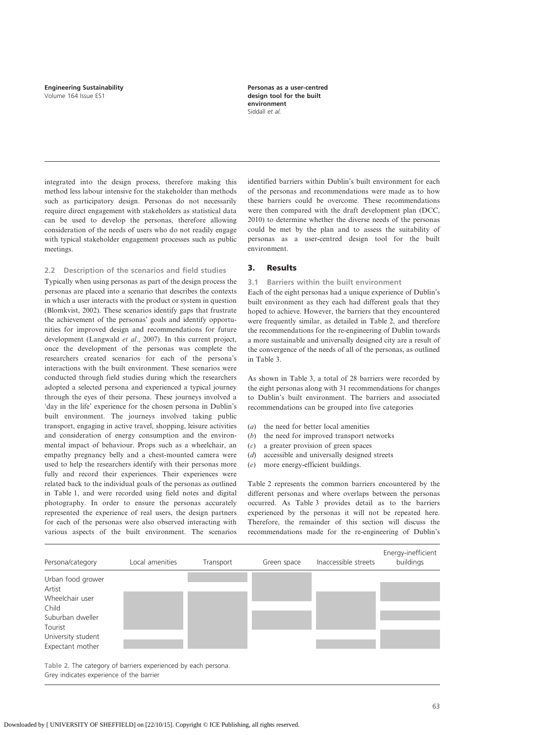integrated into the design process, therefore making this method less labour intensive for the stakeholder than methods such as participatory design. Personas do not necessarily require direct engagement with stakeholders as statistical data can be used to develop the personas, therefore allowing consideration of the needs of users who do not readily engage with typical stakeholder engagement processes such as public meetings.

### 2.2 Description of the scenarios and field studies

Typically when using personas as part of the design process the personas are placed into a scenario that describes the contexts in which a user interacts with the product or system in question (Blomkvist, 2002). These scenarios identify gaps that frustrate the achievement of the personas' goals and identify opportunities for improved design and recommendations for future development (Langwald *et al*., 2007). In this current project, once the development of the personas was complete the researchers created scenarios for each of the persona's interactions with the built environment. These scenarios were conducted through field studies during which the researchers adopted a selected persona and experienced a typical journey through the eyes of their persona. These journeys involved a 'day in the life' experience for the chosen persona in Dublin's built environment. The journeys involved taking public transport, engaging in active travel, shopping, leisure activities and consideration of energy consumption and the environmental impact of behaviour. Props such as a wheelchair, an empathy pregnancy belly and a chest-mounted camera were used to help the researchers identify with their personas more fully and record their experiences. Their experiences were related back to the individual goals of the personas as outlined in Table 1, and were recorded using field notes and digital photography. In order to ensure the personas accurately represented the experience of real users, the design partners for each of the personas were also observed interacting with various aspects of the built environment. The scenarios identified barriers within Dublin's built environment for each of the personas and recommendations were made as to how these barriers could be overcome. These recommendations were then compared with the draft development plan (DCC, 2010) to determine whether the diverse needs of the personas could be met by the plan and to assess the suitability of personas as a user-centred design tool for the built environment.

## 3. Results

### 3.1 Barriers within the built environment

Each of the eight personas had a unique experience of Dublin's built environment as they each had different goals that they hoped to achieve. However, the barriers that they encountered were frequently similar, as detailed in Table 2, and therefore the recommendations for the re-engineering of Dublin towards a more sustainable and universally designed city are a result of the convergence of the needs of all of the personas, as outlined in Table 3.

As shown in Table 3, a total of 28 barriers were recorded by the eight personas along with 31 recommendations for changes to Dublin's built environment. The barriers and associated recommendations can be grouped into five categories

(*a*) the need for better local amenities
(*b*) the need for improved transport networks
(*c*) a greater provision of green spaces
(*d*) accessible and universally designed streets
(*e*) more energy-efficient buildings.

Table 2 represents the common barriers encountered by the different personas and where overlaps between the personas occurred. As Table 3 provides detail as to the barriers experienced by the personas it will not be repeated here. Therefore, the remainder of this section will discuss the recommendations made for the re-engineering of Dublin's

| Persona/category | Local amenities | Transport | Green space | Inaccessible streets | Energy-inefficient buildings |
|---|---|---|---|---|---|
| Urban food grower | | ■ | ■ | | |
| Artist | | | ■ | | ■ |
| Wheelchair user | ■ | ■ | ■ | ■ | ■ |
| Child | ■ | ■ | | ■ | |
| Suburban dweller | ■ | ■ | ■ | ■ | ■ |
| Tourist | ■ | ■ | ■ | ■ | |
| University student | | ■ | | | ■ |
| Expectant mother | ■ | ■ | | ■ | ■ |

Table 2. The category of barriers experienced by each persona. Grey indicates experience of the barrier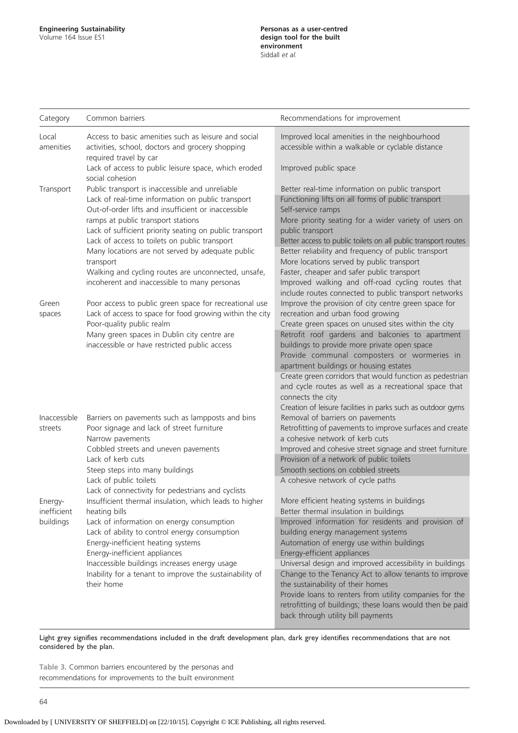| Category | Common barriers | Recommendations for improvement |
|---|---|---|
| Local amenities | Access to basic amenities such as leisure and social activities, school, doctors and grocery shopping required travel by car<br>Lack of access to public leisure space, which eroded social cohesion | Improved local amenities in the neighbourhood accessible within a walkable or cyclable distance<br>Improved public space |
| Transport | Public transport is inaccessible and unreliable<br>Lack of real-time information on public transport<br>Out-of-order lifts and insufficient or inaccessible ramps at public transport stations<br>Lack of sufficient priority seating on public transport<br>Lack of access to toilets on public transport<br>Many locations are not served by adequate public transport<br>Walking and cycling routes are unconnected, unsafe, incoherent and inaccessible to many personas | Better real-time information on public transport<br>Functioning lifts on all forms of public transport<br>Self-service ramps<br>More priority seating for a wider variety of users on public transport<br>Better access to public toilets on all public transport routes<br>Better reliability and frequency of public transport<br>More locations served by public transport<br>Faster, cheaper and safer public transport<br>Improved walking and off-road cycling routes that include routes connected to public transport networks |
| Green spaces | Poor access to public green space for recreational use<br>Lack of access to space for food growing within the city<br>Poor-quality public realm<br>Many green spaces in Dublin city centre are inaccessible or have restricted public access | Improve the provision of city centre green space for recreation and urban food growing<br>Create green spaces on unused sites within the city<br>Retrofit roof gardens and balconies to apartment buildings to provide more private open space<br>Provide communal composters or wormeries in apartment buildings or housing estates<br>Create green corridors that would function as pedestrian and cycle routes as well as a recreational space that connects the city<br>Creation of leisure facilities in parks such as outdoor gyms |
| Inaccessible streets | Barriers on pavements such as lampposts and bins<br>Poor signage and lack of street furniture<br>Narrow pavements<br>Cobbled streets and uneven pavements<br>Lack of kerb cuts<br>Steep steps into many buildings<br>Lack of public toilets<br>Lack of connectivity for pedestrians and cyclists | Removal of barriers on pavements<br>Retrofitting of pavements to improve surfaces and create a cohesive network of kerb cuts<br>Improved and cohesive street signage and street furniture<br>Provision of a network of public toilets<br>Smooth sections on cobbled streets<br>A cohesive network of cycle paths |
| Energy-inefficient buildings | Insufficient thermal insulation, which leads to higher heating bills<br>Lack of information on energy consumption<br>Lack of ability to control energy consumption<br>Energy-inefficient heating systems<br>Energy-inefficient appliances<br>Inaccessible buildings increases energy usage<br>Inability for a tenant to improve the sustainability of their home | More efficient heating systems in buildings<br>Better thermal insulation in buildings<br>Improved information for residents and provision of building energy management systems<br>Automation of energy use within buildings<br>Energy-efficient appliances<br>Universal design and improved accessibility in buildings<br>Change to the Tenancy Act to allow tenants to improve the sustainability of their homes<br>Provide loans to renters from utility companies for the retrofitting of buildings; these loans would then be paid back through utility bill payments |

Light grey signifies recommendations included in the draft development plan, dark grey identifies recommendations that are not considered by the plan.

Table 3. Common barriers encountered by the personas and recommendations for improvements to the built environment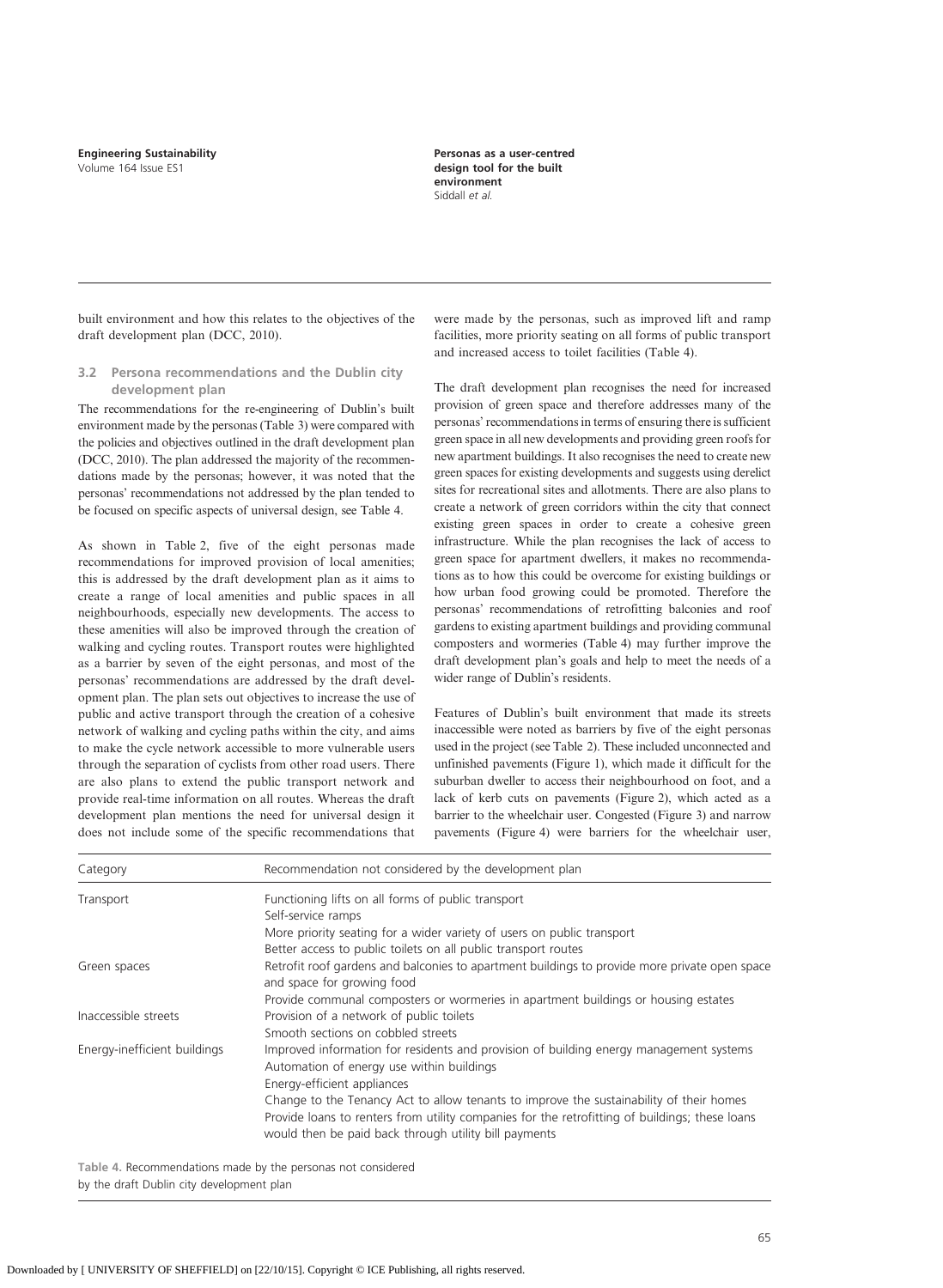built environment and how this relates to the objectives of the draft development plan (DCC, 2010).

### 3.2 Persona recommendations and the Dublin city development plan

The recommendations for the re-engineering of Dublin's built environment made by the personas (Table 3) were compared with the policies and objectives outlined in the draft development plan (DCC, 2010). The plan addressed the majority of the recommendations made by the personas; however, it was noted that the personas' recommendations not addressed by the plan tended to be focused on specific aspects of universal design, see Table 4.

As shown in Table 2, five of the eight personas made recommendations for improved provision of local amenities; this is addressed by the draft development plan as it aims to create a range of local amenities and public spaces in all neighbourhoods, especially new developments. The access to these amenities will also be improved through the creation of walking and cycling routes. Transport routes were highlighted as a barrier by seven of the eight personas, and most of the personas' recommendations are addressed by the draft development plan. The plan sets out objectives to increase the use of public and active transport through the creation of a cohesive network of walking and cycling paths within the city, and aims to make the cycle network accessible to more vulnerable users through the separation of cyclists from other road users. There are also plans to extend the public transport network and provide real-time information on all routes. Whereas the draft development plan mentions the need for universal design it does not include some of the specific recommendations that were made by the personas, such as improved lift and ramp facilities, more priority seating on all forms of public transport and increased access to toilet facilities (Table 4).

The draft development plan recognises the need for increased provision of green space and therefore addresses many of the personas' recommendations in terms of ensuring there is sufficient green space in all new developments and providing green roofs for new apartment buildings. It also recognises the need to create new green spaces for existing developments and suggests using derelict sites for recreational sites and allotments. There are also plans to create a network of green corridors within the city that connect existing green spaces in order to create a cohesive green infrastructure. While the plan recognises the lack of access to green space for apartment dwellers, it makes no recommendations as to how this could be overcome for existing buildings or how urban food growing could be promoted. Therefore the personas' recommendations of retrofitting balconies and roof gardens to existing apartment buildings and providing communal composters and wormeries (Table 4) may further improve the draft development plan's goals and help to meet the needs of a wider range of Dublin's residents.

Features of Dublin's built environment that made its streets inaccessible were noted as barriers by five of the eight personas used in the project (see Table 2). These included unconnected and unfinished pavements (Figure 1), which made it difficult for the suburban dweller to access their neighbourhood on foot, and a lack of kerb cuts on pavements (Figure 2), which acted as a barrier to the wheelchair user. Congested (Figure 3) and narrow pavements (Figure 4) were barriers for the wheelchair user,

| Category | Recommendation not considered by the development plan |
|---|---|
| Transport | Functioning lifts on all forms of public transport<br>Self-service ramps<br>More priority seating for a wider variety of users on public transport<br>Better access to public toilets on all public transport routes |
| Green spaces | Retrofit roof gardens and balconies to apartment buildings to provide more private open space and space for growing food<br>Provide communal composters or wormeries in apartment buildings or housing estates |
| Inaccessible streets | Provision of a network of public toilets<br>Smooth sections on cobbled streets |
| Energy-inefficient buildings | Improved information for residents and provision of building energy management systems<br>Automation of energy use within buildings<br>Energy-efficient appliances<br>Change to the Tenancy Act to allow tenants to improve the sustainability of their homes<br>Provide loans to renters from utility companies for the retrofitting of buildings; these loans would then be paid back through utility bill payments |

Table 4. Recommendations made by the personas not considered by the draft Dublin city development plan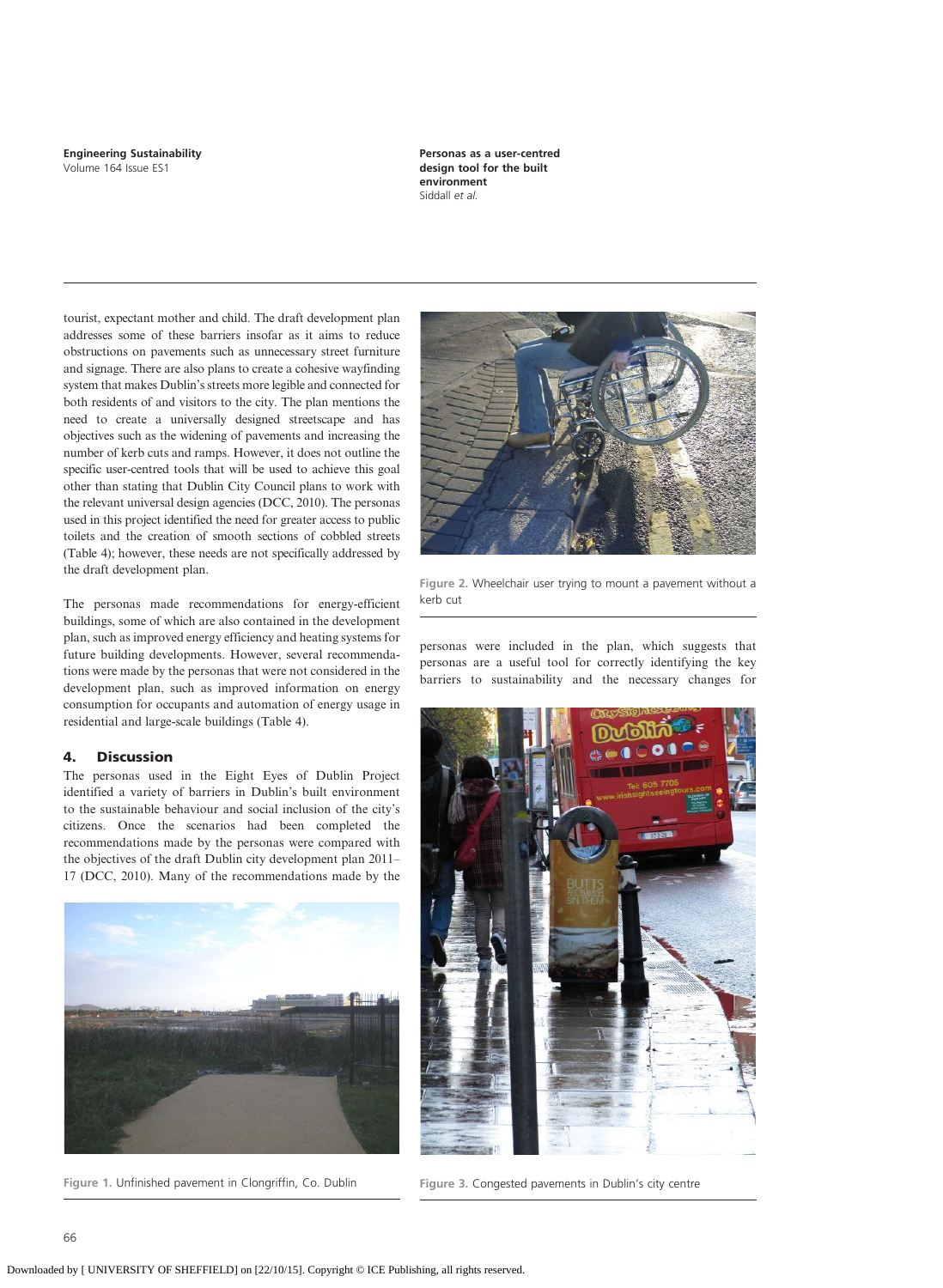tourist, expectant mother and child. The draft development plan addresses some of these barriers insofar as it aims to reduce obstructions on pavements such as unnecessary street furniture and signage. There are also plans to create a cohesive wayfinding system that makes Dublin's streets more legible and connected for both residents of and visitors to the city. The plan mentions the need to create a universally designed streetscape and has objectives such as the widening of pavements and increasing the number of kerb cuts and ramps. However, it does not outline the specific user-centred tools that will be used to achieve this goal other than stating that Dublin City Council plans to work with the relevant universal design agencies (DCC, 2010). The personas used in this project identified the need for greater access to public toilets and the creation of smooth sections of cobbled streets (Table 4); however, these needs are not specifically addressed by the draft development plan.

The personas made recommendations for energy-efficient buildings, some of which are also contained in the development plan, such as improved energy efficiency and heating systems for future building developments. However, several recommendations were made by the personas that were not considered in the development plan, such as improved information on energy consumption for occupants and automation of energy usage in residential and large-scale buildings (Table 4).

## 4. Discussion

The personas used in the Eight Eyes of Dublin Project identified a variety of barriers in Dublin's built environment to the sustainable behaviour and social inclusion of the city's citizens. Once the scenarios had been completed the recommendations made by the personas were compared with the objectives of the draft Dublin city development plan 2011–17 (DCC, 2010). Many of the recommendations made by the personas were included in the plan, which suggests that personas are a useful tool for correctly identifying the key barriers to sustainability and the necessary changes for

Figure 1. Unfinished pavement in Clongriffin, Co. Dublin

Figure 2. Wheelchair user trying to mount a pavement without a kerb cut

Figure 3. Congested pavements in Dublin's city centre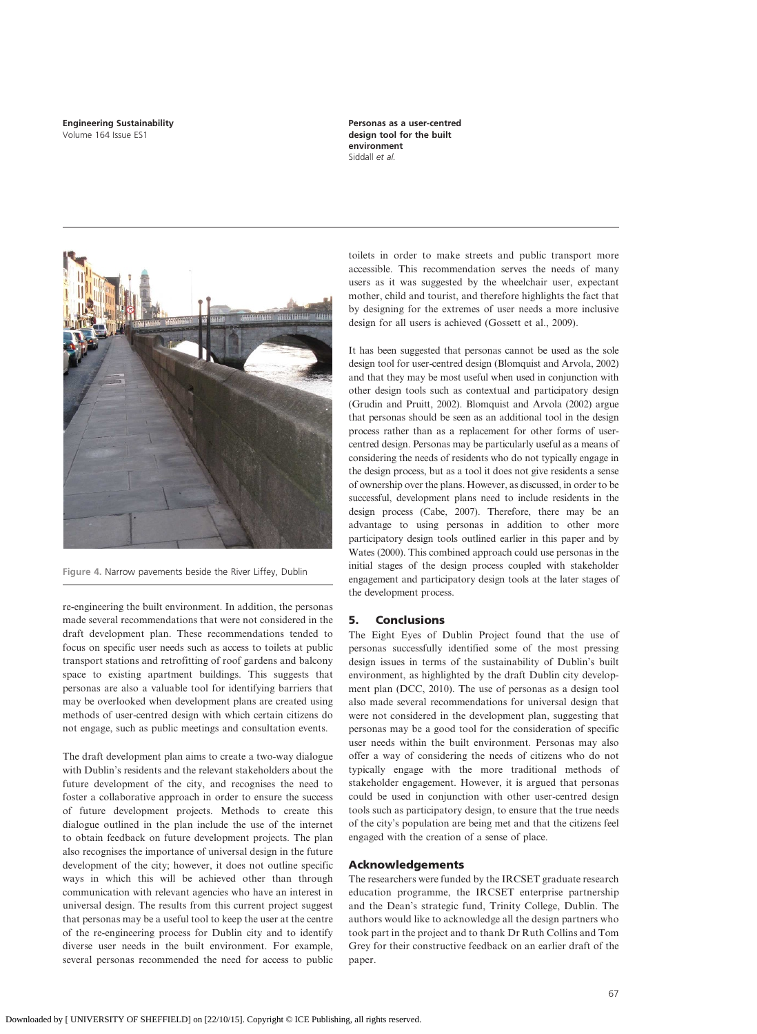Figure 4. Narrow pavements beside the River Liffey, Dublin

re-engineering the built environment. In addition, the personas made several recommendations that were not considered in the draft development plan. These recommendations tended to focus on specific user needs such as access to toilets at public transport stations and retrofitting of roof gardens and balcony space to existing apartment buildings. This suggests that personas are also a valuable tool for identifying barriers that may be overlooked when development plans are created using methods of user-centred design with which certain citizens do not engage, such as public meetings and consultation events.

The draft development plan aims to create a two-way dialogue with Dublin's residents and the relevant stakeholders about the future development of the city, and recognises the need to foster a collaborative approach in order to ensure the success of future development projects. Methods to create this dialogue outlined in the plan include the use of the internet to obtain feedback on future development projects. The plan also recognises the importance of universal design in the future development of the city; however, it does not outline specific ways in which this will be achieved other than through communication with relevant agencies who have an interest in universal design. The results from this current project suggest that personas may be a useful tool to keep the user at the centre of the re-engineering process for Dublin city and to identify diverse user needs in the built environment. For example, several personas recommended the need for access to public toilets in order to make streets and public transport more accessible. This recommendation serves the needs of many users as it was suggested by the wheelchair user, expectant mother, child and tourist, and therefore highlights the fact that by designing for the extremes of user needs a more inclusive design for all users is achieved (Gossett et al., 2009).

It has been suggested that personas cannot be used as the sole design tool for user-centred design (Blomquist and Arvola, 2002) and that they may be most useful when used in conjunction with other design tools such as contextual and participatory design (Grudin and Pruitt, 2002). Blomquist and Arvola (2002) argue that personas should be seen as an additional tool in the design process rather than as a replacement for other forms of user-centred design. Personas may be particularly useful as a means of considering the needs of residents who do not typically engage in the design process, but as a tool it does not give residents a sense of ownership over the plans. However, as discussed, in order to be successful, development plans need to include residents in the design process (Cabe, 2007). Therefore, there may be an advantage to using personas in addition to other more participatory design tools outlined earlier in this paper and by Wates (2000). This combined approach could use personas in the initial stages of the design process coupled with stakeholder engagement and participatory design tools at the later stages of the development process.

## 5. Conclusions

The Eight Eyes of Dublin Project found that the use of personas successfully identified some of the most pressing design issues in terms of the sustainability of Dublin's built environment, as highlighted by the draft Dublin city development plan (DCC, 2010). The use of personas as a design tool also made several recommendations for universal design that were not considered in the development plan, suggesting that personas may be a good tool for the consideration of specific user needs within the built environment. Personas may also offer a way of considering the needs of citizens who do not typically engage with the more traditional methods of stakeholder engagement. However, it is argued that personas could be used in conjunction with other user-centred design tools such as participatory design, to ensure that the true needs of the city's population are being met and that the citizens feel engaged with the creation of a sense of place.

## Acknowledgements

The researchers were funded by the IRCSET graduate research education programme, the IRCSET enterprise partnership and the Dean's strategic fund, Trinity College, Dublin. The authors would like to acknowledge all the design partners who took part in the project and to thank Dr Ruth Collins and Tom Grey for their constructive feedback on an earlier draft of the paper.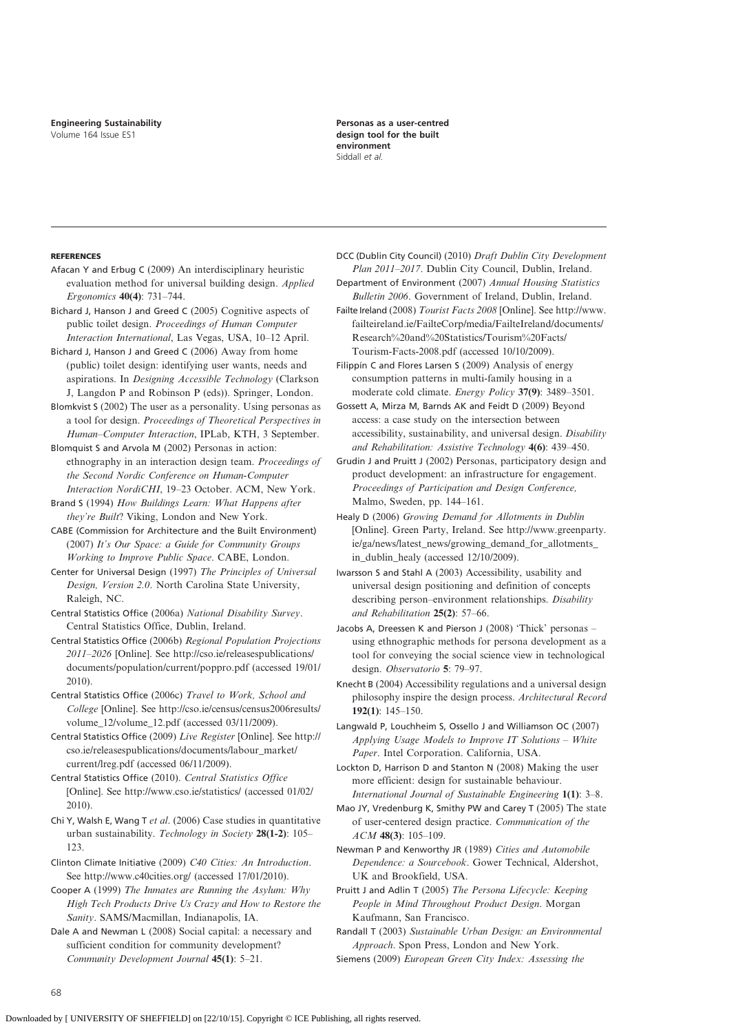## REFERENCES

Afacan Y and Erbug C (2009) An interdisciplinary heuristic evaluation method for universal building design. *Applied Ergonomics* **40(4)**: 731–744.

Bichard J, Hanson J and Greed C (2005) Cognitive aspects of public toilet design. *Proceedings of Human Computer Interaction International*, Las Vegas, USA, 10–12 April.

Bichard J, Hanson J and Greed C (2006) Away from home (public) toilet design: identifying user wants, needs and aspirations. In *Designing Accessible Technology* (Clarkson J, Langdon P and Robinson P (eds)). Springer, London.

Blomkvist S (2002) The user as a personality. Using personas as a tool for design. *Proceedings of Theoretical Perspectives in Human–Computer Interaction*, IPLab, KTH, 3 September.

Blomquist S and Arvola M (2002) Personas in action: ethnography in an interaction design team. *Proceedings of the Second Nordic Conference on Human-Computer Interaction NordiCHI*, 19–23 October. ACM, New York.

Brand S (1994) *How Buildings Learn: What Happens after they're Built*? Viking, London and New York.

CABE (Commission for Architecture and the Built Environment) (2007) *It's Our Space: a Guide for Community Groups Working to Improve Public Space*. CABE, London.

Center for Universal Design (1997) *The Principles of Universal Design, Version 2.0*. North Carolina State University, Raleigh, NC.

Central Statistics Office (2006a) *National Disability Survey*. Central Statistics Office, Dublin, Ireland.

Central Statistics Office (2006b) *Regional Population Projections 2011–2026* [Online]. See http://cso.ie/releasespublications/documents/population/current/poppro.pdf (accessed 19/01/2010).

Central Statistics Office (2006c) *Travel to Work, School and College* [Online]. See http://cso.ie/census/census2006results/volume_12/volume_12.pdf (accessed 03/11/2009).

Central Statistics Office (2009) *Live Register* [Online]. See http://cso.ie/releasespublications/documents/labour_market/current/lreg.pdf (accessed 06/11/2009).

Central Statistics Office (2010). *Central Statistics Office* [Online]. See http://www.cso.ie/statistics/ (accessed 01/02/2010).

Chi Y, Walsh E, Wang T *et al*. (2006) Case studies in quantitative urban sustainability. *Technology in Society* **28(1-2)**: 105–123.

Clinton Climate Initiative (2009) *C40 Cities: An Introduction*. See http://www.c40cities.org/ (accessed 17/01/2010).

Cooper A (1999) *The Inmates are Running the Asylum: Why High Tech Products Drive Us Crazy and How to Restore the Sanity*. SAMS/Macmillan, Indianapolis, IA.

Dale A and Newman L (2008) Social capital: a necessary and sufficient condition for community development? *Community Development Journal* **45(1)**: 5–21.

DCC (Dublin City Council) (2010) *Draft Dublin City Development Plan 2011–2017*. Dublin City Council, Dublin, Ireland.

Department of Environment (2007) *Annual Housing Statistics Bulletin 2006*. Government of Ireland, Dublin, Ireland.

Failte Ireland (2008) *Tourist Facts 2008* [Online]. See http://www.failteireland.ie/FailteCorp/media/FailteIreland/documents/Research%20and%20Statistics/Tourism%20Facts/Tourism-Facts-2008.pdf (accessed 10/10/2009).

Filippín C and Flores Larsen S (2009) Analysis of energy consumption patterns in multi-family housing in a moderate cold climate. *Energy Policy* **37(9)**: 3489–3501.

Gossett A, Mirza M, Barnds AK and Feidt D (2009) Beyond access: a case study on the intersection between accessibility, sustainability, and universal design. *Disability and Rehabilitation: Assistive Technology* **4(6)**: 439–450.

Grudin J and Pruitt J (2002) Personas, participatory design and product development: an infrastructure for engagement. *Proceedings of Participation and Design Conference,* Malmo, Sweden, pp. 144–161.

Healy D (2006) *Growing Demand for Allotments in Dublin* [Online]. Green Party, Ireland. See http://www.greenparty.ie/ga/news/latest_news/growing_demand_for_allotments_in_dublin_healy (accessed 12/10/2009).

Iwarsson S and Stahl A (2003) Accessibility, usability and universal design positioning and definition of concepts describing person–environment relationships. *Disability and Rehabilitation* **25(2)**: 57–66.

Jacobs A, Dreessen K and Pierson J (2008) 'Thick' personas – using ethnographic methods for persona development as a tool for conveying the social science view in technological design. *Observatorio* **5**: 79–97.

Knecht B (2004) Accessibility regulations and a universal design philosophy inspire the design process. *Architectural Record* **192(1)**: 145–150.

Langwald P, Louchheim S, Ossello J and Williamson OC (2007) *Applying Usage Models to Improve IT Solutions – White Paper*. Intel Corporation. California, USA.

Lockton D, Harrison D and Stanton N (2008) Making the user more efficient: design for sustainable behaviour. *International Journal of Sustainable Engineering* **1(1)**: 3–8.

Mao JY, Vredenburg K, Smithy PW and Carey T (2005) The state of user-centered design practice. *Communication of the ACM* **48(3)**: 105–109.

Newman P and Kenworthy JR (1989) *Cities and Automobile Dependence: a Sourcebook*. Gower Technical, Aldershot, UK and Brookfield, USA.

Pruitt J and Adlin T (2005) *The Persona Lifecycle: Keeping People in Mind Throughout Product Design*. Morgan Kaufmann, San Francisco.

Randall T (2003) *Sustainable Urban Design: an Environmental Approach*. Spon Press, London and New York.

Siemens (2009) *European Green City Index: Assessing the*